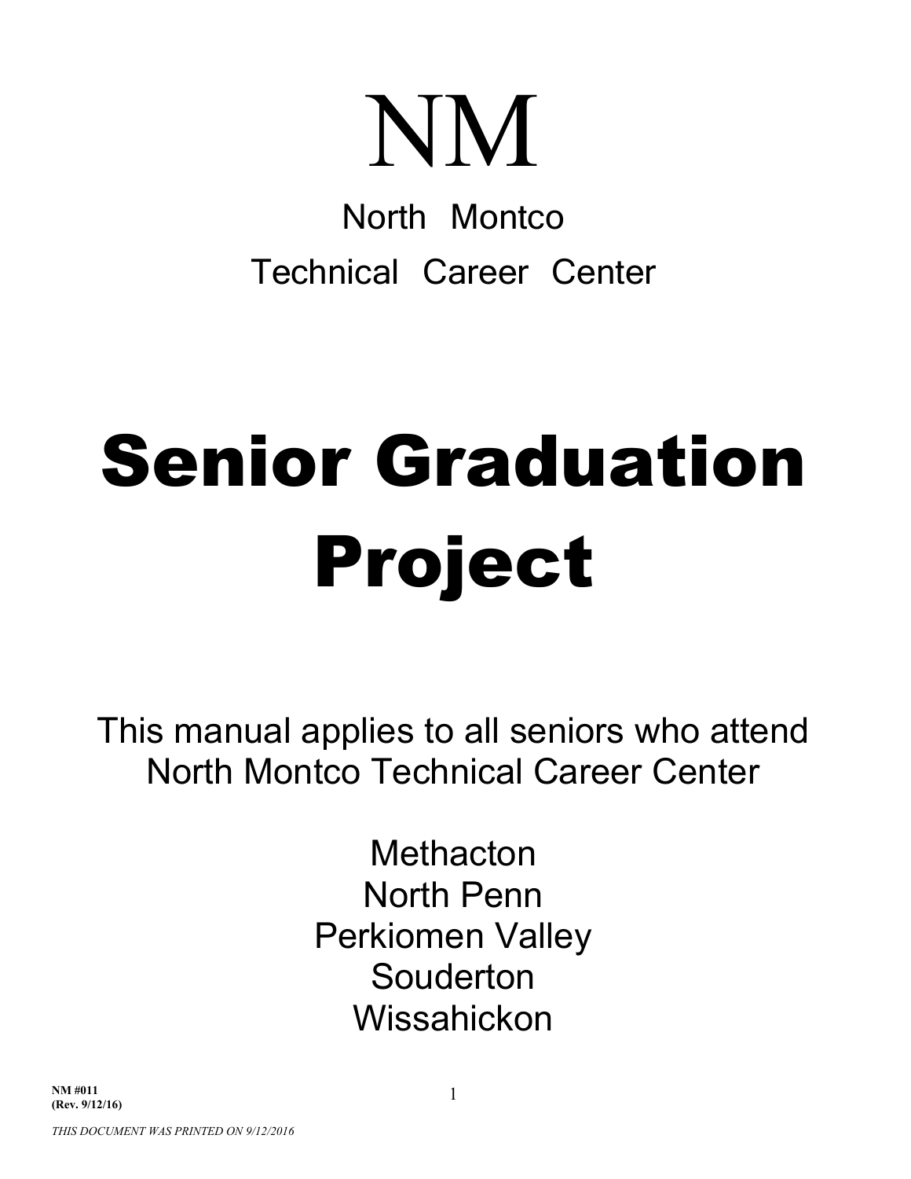# NM

North Montco

Technical Career Center

# Senior Graduation Project

This manual applies to all seniors who attend North Montco Technical Career Center

Methacton

North Penn

Perkiomen Valley

Souderton

Wissahickon

**NM #011**
**(Rev. 9/12/16)**

*THIS DOCUMENT WAS PRINTED ON 9/12/2016*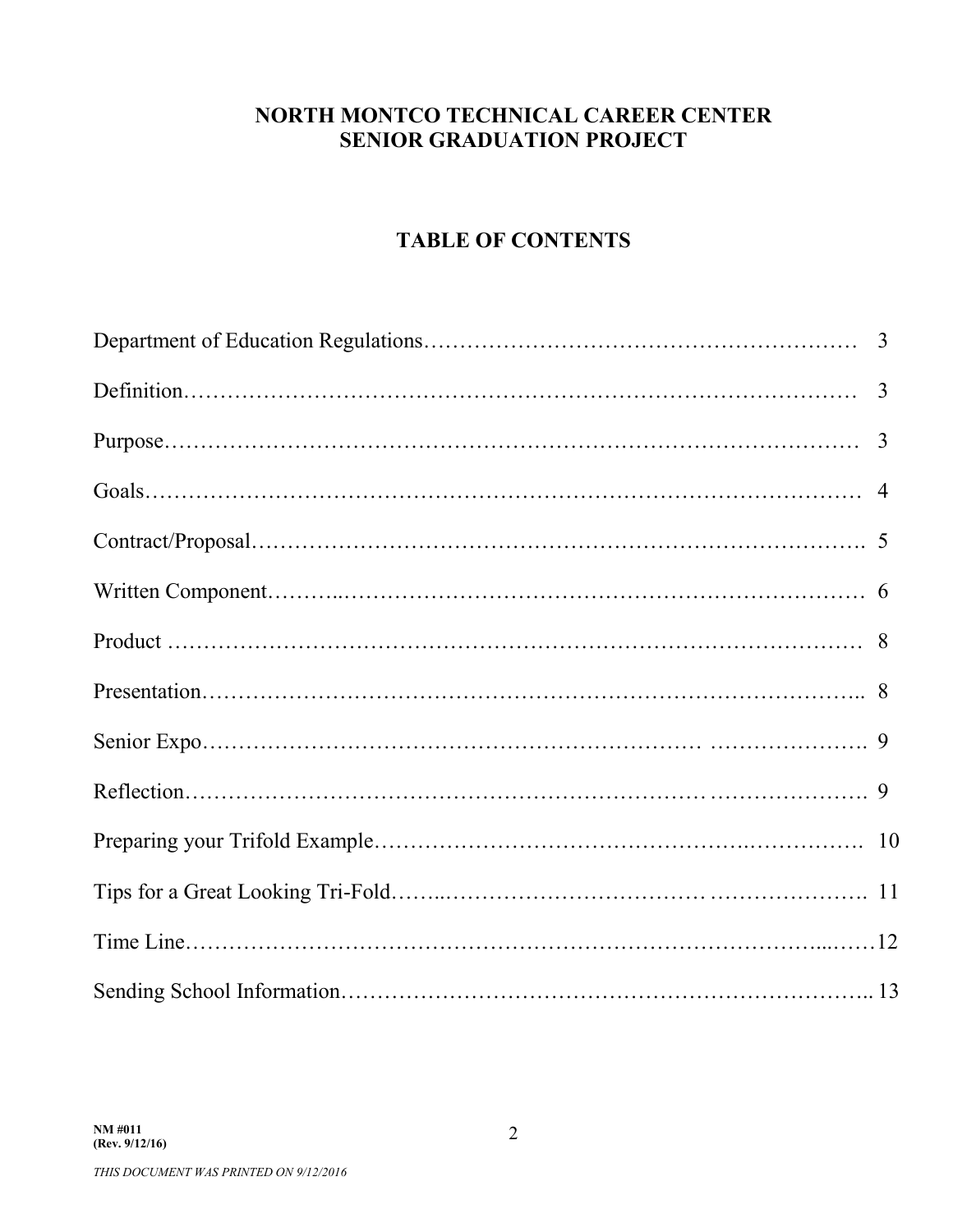# NORTH MONTCO TECHNICAL CAREER CENTER
# SENIOR GRADUATION PROJECT

## TABLE OF CONTENTS

Department of Education Regulations…………………………………………………… 3

Definition…………………………………………………………………………… 3

Purpose……………………………………………………………………………… 3

Goals………………………………………………………………………………… 4

Contract/Proposal………………………………………………………………….. 5

Written Component………..……………………………………………………… 6

Product ……………………………………………………………………………… 8

Presentation………………………………………………………………………... 8

Senior Expo……………………………………………………… …………………. 9

Reflection……………………………………………………… …………………. 9

Preparing your Trifold Example……………………………………….……………. 10

Tips for a Great Looking Tri-Fold……...……………………………… …………………. 11

Time Line…………………………………………………………………………...……12

Sending School Information………………………………………………………….. 13

NM #011
(Rev. 9/12/16)

*THIS DOCUMENT WAS PRINTED ON 9/12/2016*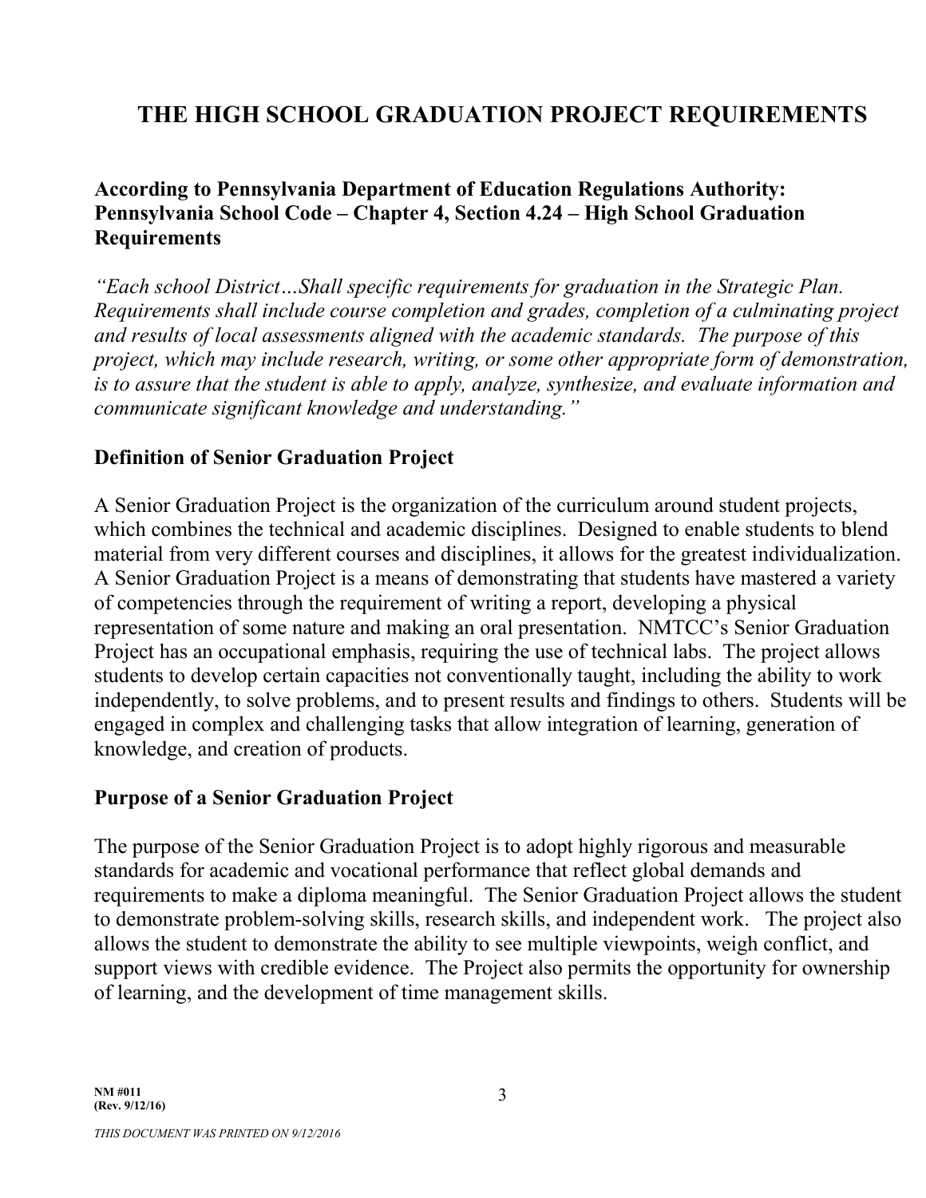# THE HIGH SCHOOL GRADUATION PROJECT REQUIREMENTS

**According to Pennsylvania Department of Education Regulations Authority: Pennsylvania School Code – Chapter 4, Section 4.24 – High School Graduation Requirements**

*"Each school District…Shall specific requirements for graduation in the Strategic Plan. Requirements shall include course completion and grades, completion of a culminating project and results of local assessments aligned with the academic standards. The purpose of this project, which may include research, writing, or some other appropriate form of demonstration, is to assure that the student is able to apply, analyze, synthesize, and evaluate information and communicate significant knowledge and understanding."*

## Definition of Senior Graduation Project

A Senior Graduation Project is the organization of the curriculum around student projects, which combines the technical and academic disciplines. Designed to enable students to blend material from very different courses and disciplines, it allows for the greatest individualization. A Senior Graduation Project is a means of demonstrating that students have mastered a variety of competencies through the requirement of writing a report, developing a physical representation of some nature and making an oral presentation. NMTCC's Senior Graduation Project has an occupational emphasis, requiring the use of technical labs. The project allows students to develop certain capacities not conventionally taught, including the ability to work independently, to solve problems, and to present results and findings to others. Students will be engaged in complex and challenging tasks that allow integration of learning, generation of knowledge, and creation of products.

## Purpose of a Senior Graduation Project

The purpose of the Senior Graduation Project is to adopt highly rigorous and measurable standards for academic and vocational performance that reflect global demands and requirements to make a diploma meaningful. The Senior Graduation Project allows the student to demonstrate problem-solving skills, research skills, and independent work. The project also allows the student to demonstrate the ability to see multiple viewpoints, weigh conflict, and support views with credible evidence. The Project also permits the opportunity for ownership of learning, and the development of time management skills.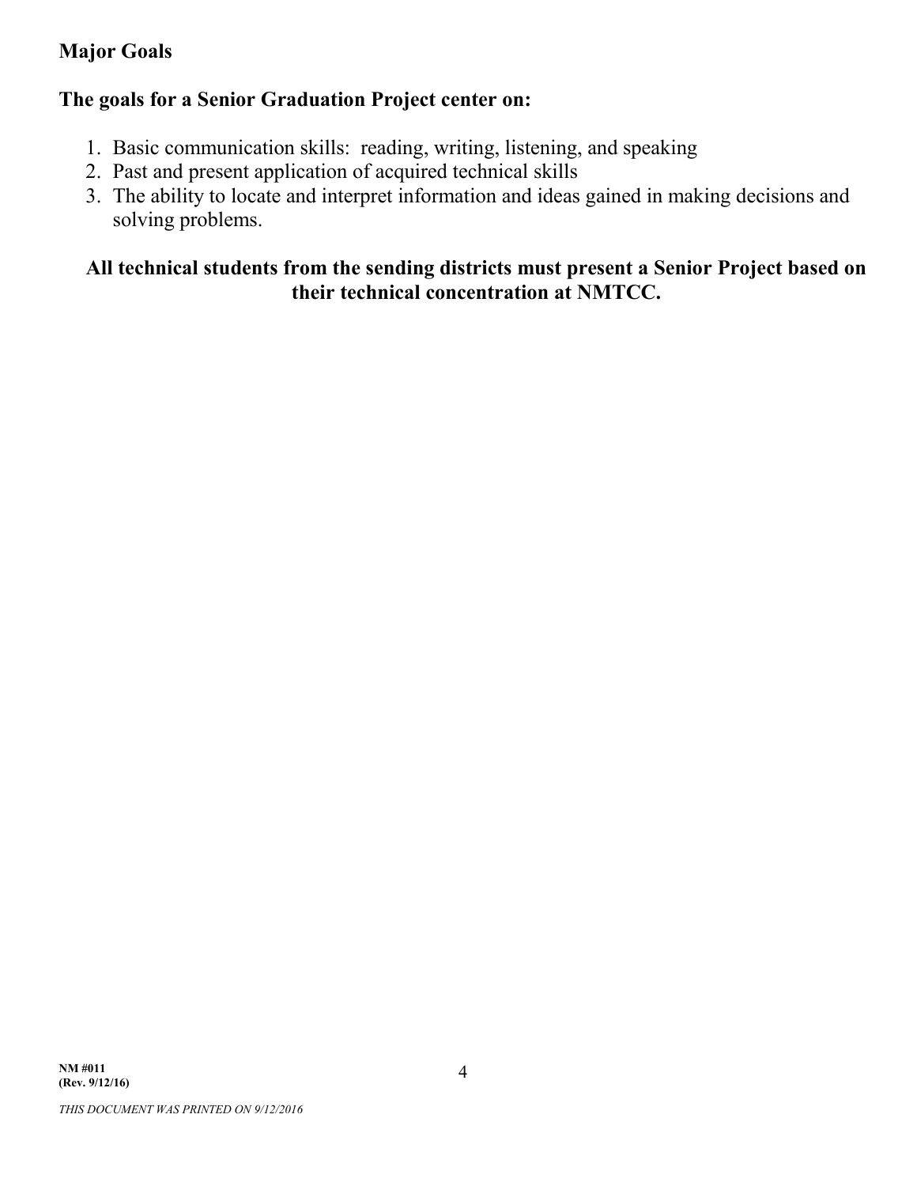## Major Goals

### The goals for a Senior Graduation Project center on:

1. Basic communication skills: reading, writing, listening, and speaking
2. Past and present application of acquired technical skills
3. The ability to locate and interpret information and ideas gained in making decisions and solving problems.

**All technical students from the sending districts must present a Senior Project based on their technical concentration at NMTCC.**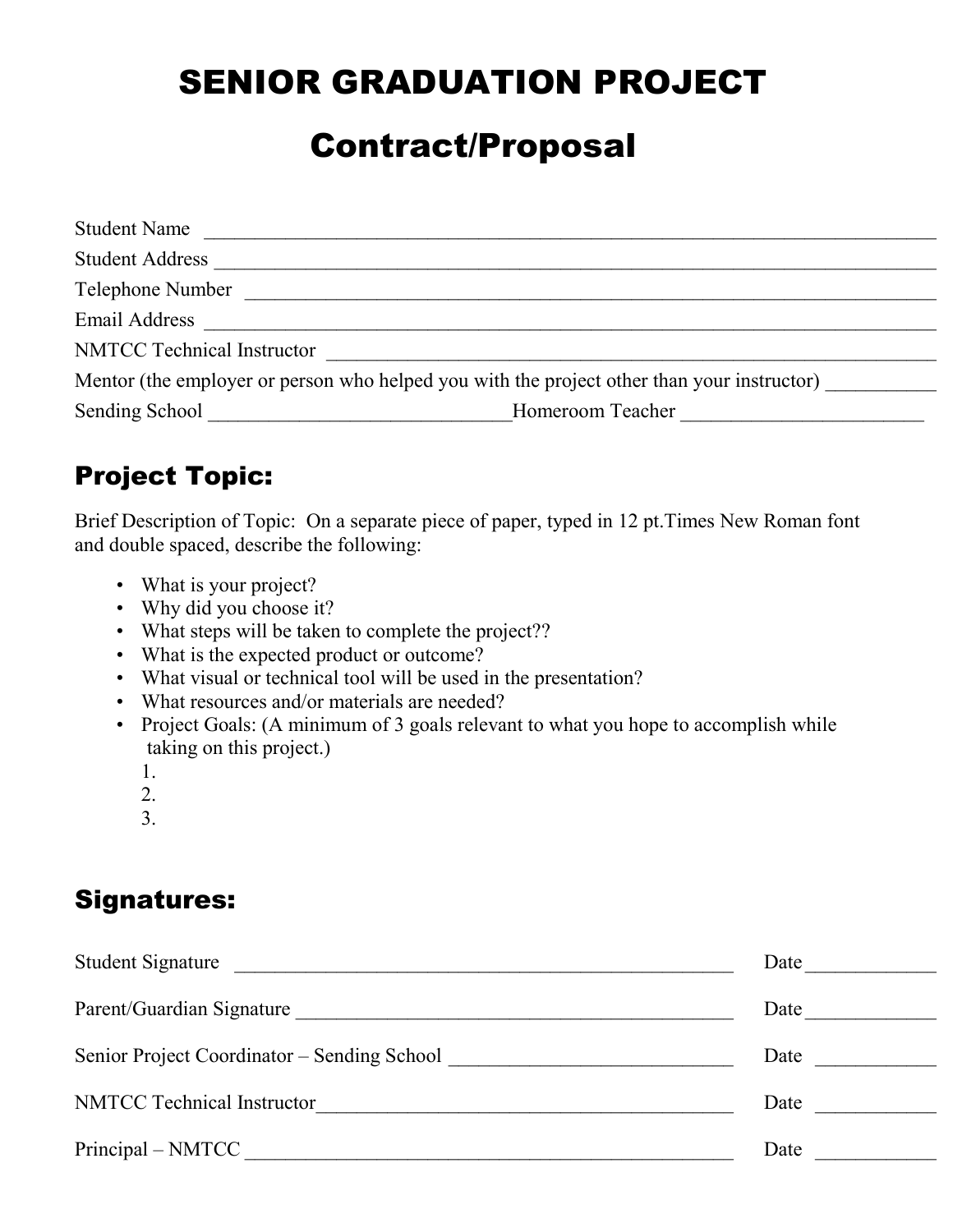# SENIOR GRADUATION PROJECT

# Contract/Proposal

Student Name ________________________________________________________________________

Student Address ______________________________________________________________________

Telephone Number ____________________________________________________________________

Email Address ________________________________________________________________________

NMTCC Technical Instructor _____________________________________________________________

Mentor (the employer or person who helped you with the project other than your instructor) ___________

Sending School _____________________________Homeroom Teacher _______________________

## Project Topic:

Brief Description of Topic: On a separate piece of paper, typed in 12 pt.Times New Roman font and double spaced, describe the following:

- What is your project?
- Why did you choose it?
- What steps will be taken to complete the project??
- What is the expected product or outcome?
- What visual or technical tool will be used in the presentation?
- What resources and/or materials are needed?
- Project Goals: (A minimum of 3 goals relevant to what you hope to accomplish while taking on this project.)
  1.
  2.
  3.

## Signatures:

Student Signature ___________________________________________________ Date _____________

Parent/Guardian Signature _____________________________________________ Date _____________

Senior Project Coordinator – Sending School _____________________________ Date ____________

NMTCC Technical Instructor__________________________________________ Date ____________

Principal – NMTCC _________________________________________________ Date ____________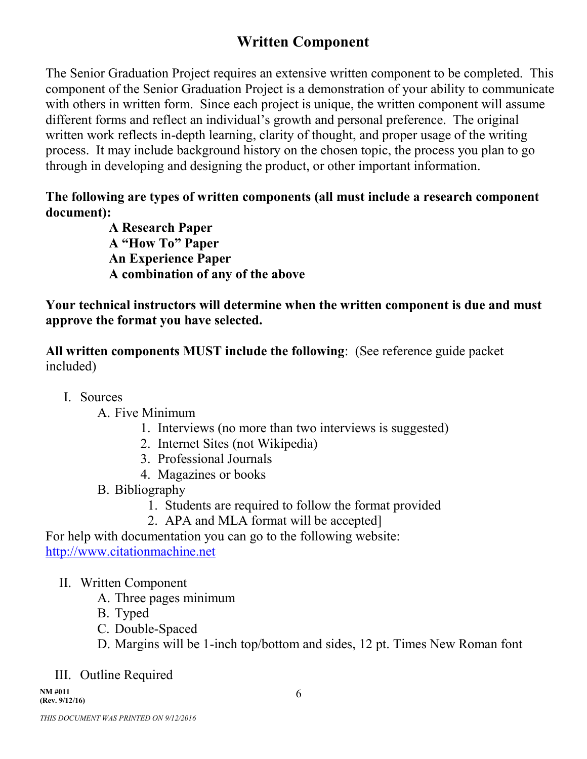# Written Component

The Senior Graduation Project requires an extensive written component to be completed. This component of the Senior Graduation Project is a demonstration of your ability to communicate with others in written form. Since each project is unique, the written component will assume different forms and reflect an individual's growth and personal preference. The original written work reflects in-depth learning, clarity of thought, and proper usage of the writing process. It may include background history on the chosen topic, the process you plan to go through in developing and designing the product, or other important information.

**The following are types of written components (all must include a research component document):**

- **A Research Paper**
- **A "How To" Paper**
- **An Experience Paper**
- **A combination of any of the above**

**Your technical instructors will determine when the written component is due and must approve the format you have selected.**

**All written components MUST include the following**: (See reference guide packet included)

I. Sources
   A. Five Minimum
      1. Interviews (no more than two interviews is suggested)
      2. Internet Sites (not Wikipedia)
      3. Professional Journals
      4. Magazines or books
   B. Bibliography
      1. Students are required to follow the format provided
      2. APA and MLA format will be accepted]

For help with documentation you can go to the following website: http://www.citationmachine.net

II. Written Component
   A. Three pages minimum
   B. Typed
   C. Double-Spaced
   D. Margins will be 1-inch top/bottom and sides, 12 pt. Times New Roman font

III. Outline Required

NM #011
(Rev. 9/12/16)

*THIS DOCUMENT WAS PRINTED ON 9/12/2016*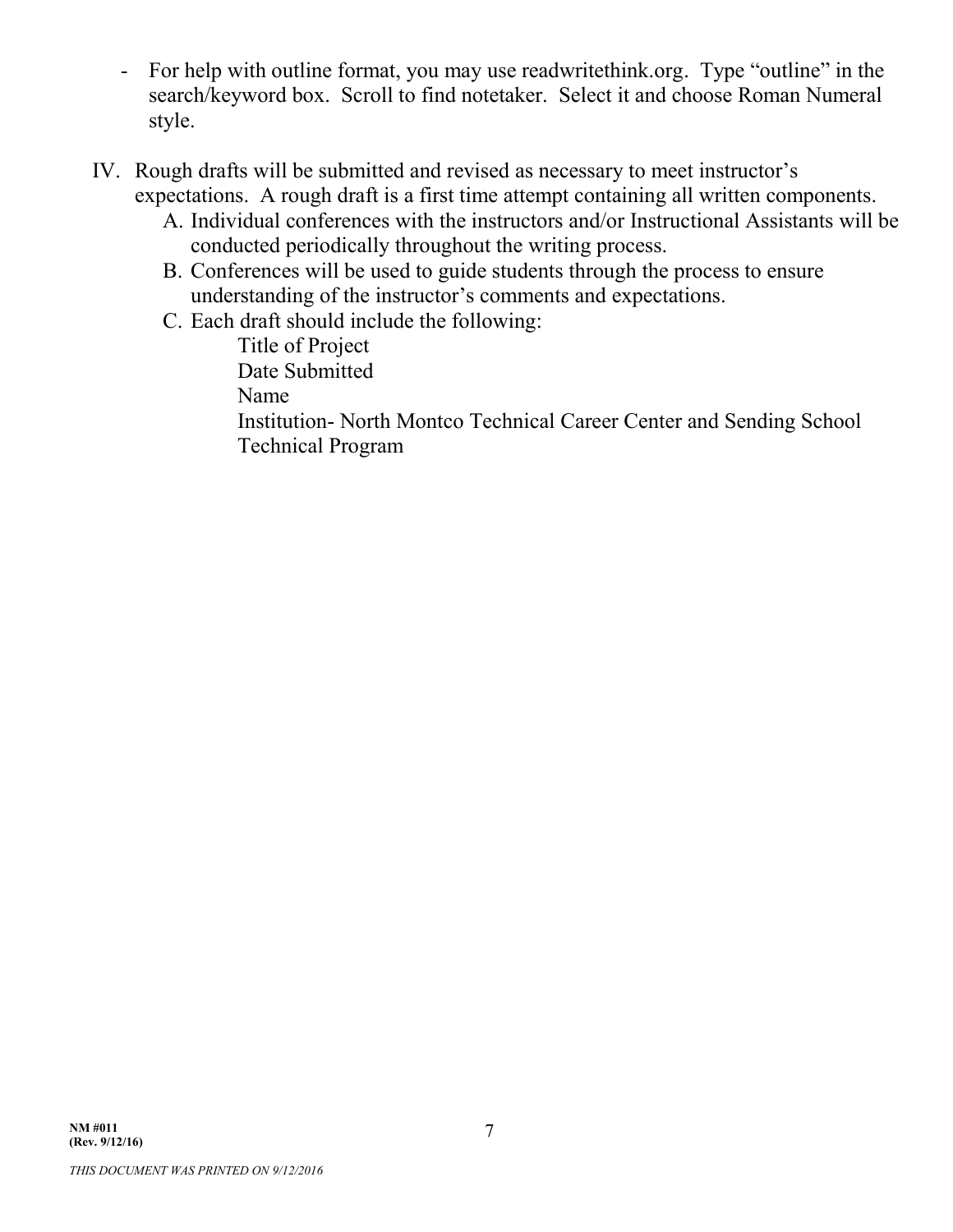- For help with outline format, you may use readwritethink.org. Type "outline" in the search/keyword box. Scroll to find notetaker. Select it and choose Roman Numeral style.

IV. Rough drafts will be submitted and revised as necessary to meet instructor's expectations. A rough draft is a first time attempt containing all written components.

    A. Individual conferences with the instructors and/or Instructional Assistants will be conducted periodically throughout the writing process.

    B. Conferences will be used to guide students through the process to ensure understanding of the instructor's comments and expectations.

    C. Each draft should include the following:

        Title of Project
        Date Submitted
        Name
        Institution- North Montco Technical Career Center and Sending School
        Technical Program

NM #011
(Rev. 9/12/16)

*THIS DOCUMENT WAS PRINTED ON 9/12/2016*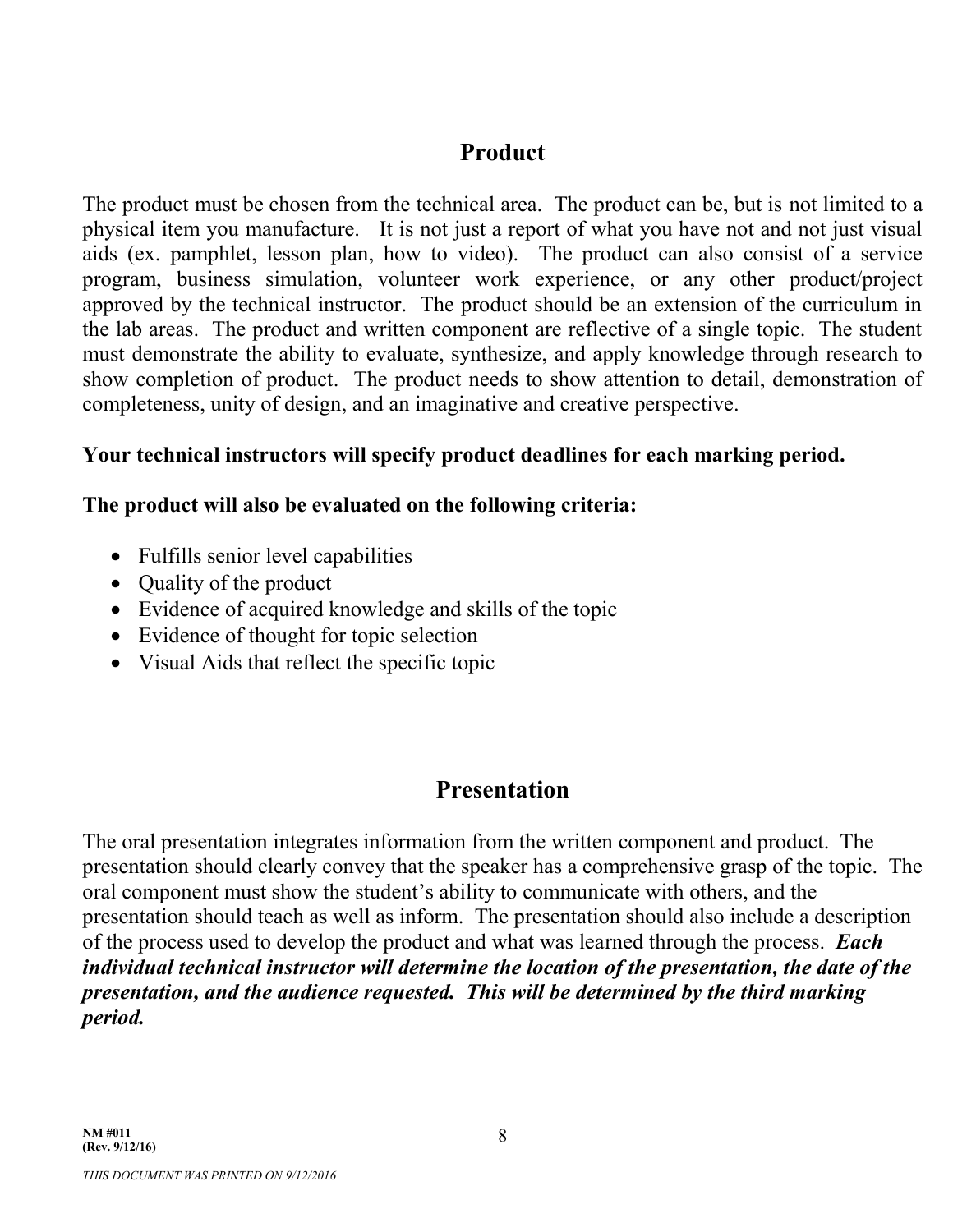## Product

The product must be chosen from the technical area. The product can be, but is not limited to a physical item you manufacture. It is not just a report of what you have not and not just visual aids (ex. pamphlet, lesson plan, how to video). The product can also consist of a service program, business simulation, volunteer work experience, or any other product/project approved by the technical instructor. The product should be an extension of the curriculum in the lab areas. The product and written component are reflective of a single topic. The student must demonstrate the ability to evaluate, synthesize, and apply knowledge through research to show completion of product. The product needs to show attention to detail, demonstration of completeness, unity of design, and an imaginative and creative perspective.

**Your technical instructors will specify product deadlines for each marking period.**

**The product will also be evaluated on the following criteria:**

- Fulfills senior level capabilities
- Quality of the product
- Evidence of acquired knowledge and skills of the topic
- Evidence of thought for topic selection
- Visual Aids that reflect the specific topic

## Presentation

The oral presentation integrates information from the written component and product. The presentation should clearly convey that the speaker has a comprehensive grasp of the topic. The oral component must show the student's ability to communicate with others, and the presentation should teach as well as inform. The presentation should also include a description of the process used to develop the product and what was learned through the process. ***Each individual technical instructor will determine the location of the presentation, the date of the presentation, and the audience requested. This will be determined by the third marking period.***

**NM #011**
**(Rev. 9/12/16)**

*THIS DOCUMENT WAS PRINTED ON 9/12/2016*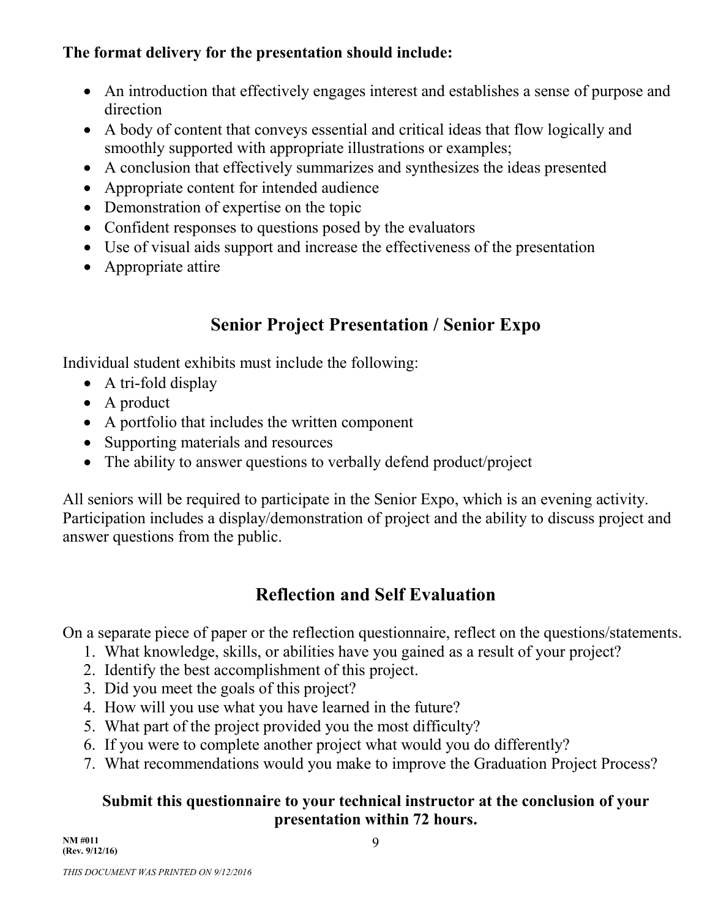**The format delivery for the presentation should include:**

- An introduction that effectively engages interest and establishes a sense of purpose and direction
- A body of content that conveys essential and critical ideas that flow logically and smoothly supported with appropriate illustrations or examples;
- A conclusion that effectively summarizes and synthesizes the ideas presented
- Appropriate content for intended audience
- Demonstration of expertise on the topic
- Confident responses to questions posed by the evaluators
- Use of visual aids support and increase the effectiveness of the presentation
- Appropriate attire

## Senior Project Presentation / Senior Expo

Individual student exhibits must include the following:

- A tri-fold display
- A product
- A portfolio that includes the written component
- Supporting materials and resources
- The ability to answer questions to verbally defend product/project

All seniors will be required to participate in the Senior Expo, which is an evening activity. Participation includes a display/demonstration of project and the ability to discuss project and answer questions from the public.

## Reflection and Self Evaluation

On a separate piece of paper or the reflection questionnaire, reflect on the questions/statements.

1. What knowledge, skills, or abilities have you gained as a result of your project?
2. Identify the best accomplishment of this project.
3. Did you meet the goals of this project?
4. How will you use what you have learned in the future?
5. What part of the project provided you the most difficulty?
6. If you were to complete another project what would you do differently?
7. What recommendations would you make to improve the Graduation Project Process?

**Submit this questionnaire to your technical instructor at the conclusion of your presentation within 72 hours.**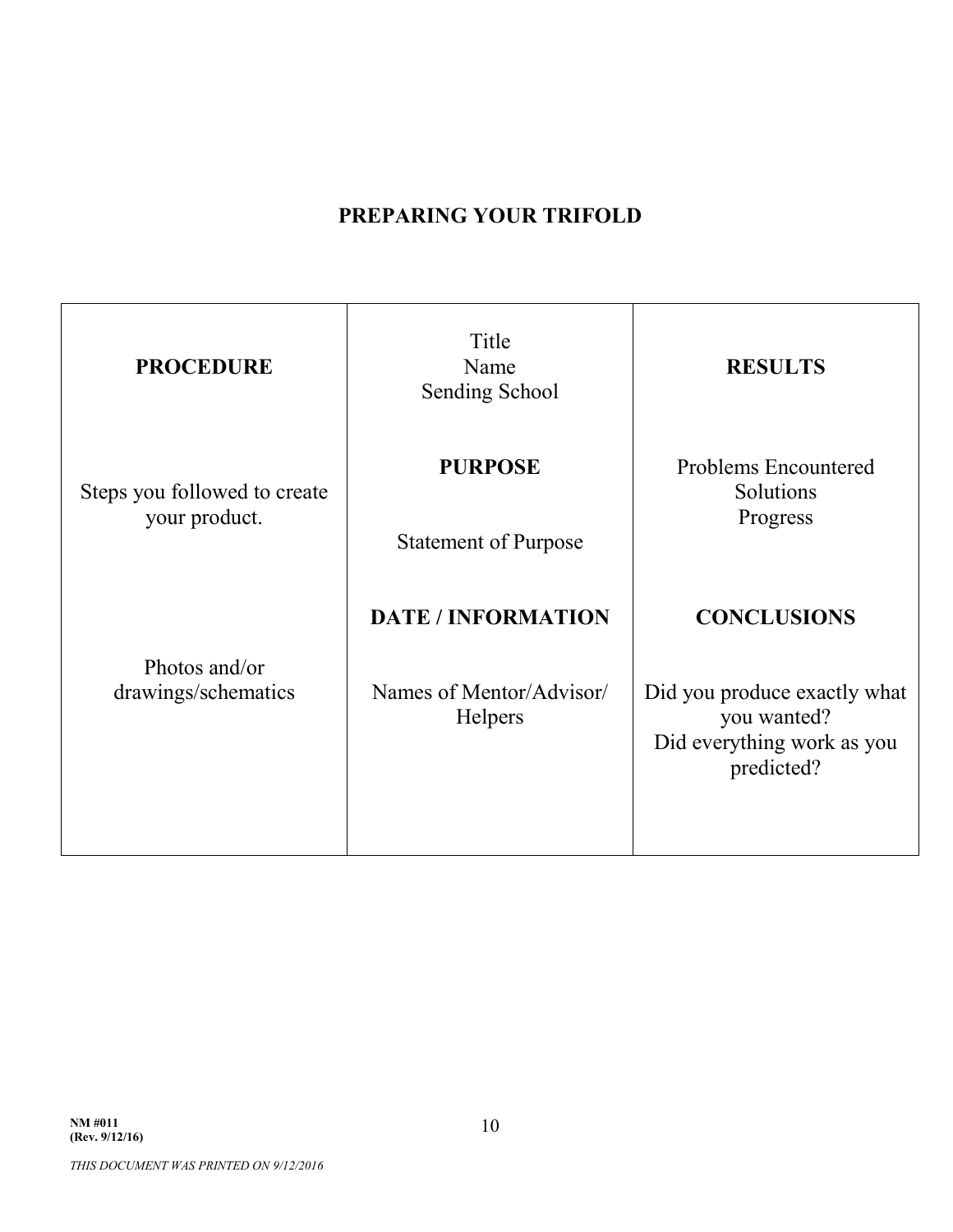## PREPARING YOUR TRIFOLD

| **PROCEDURE**<br><br>Steps you followed to create your product.<br><br>Photos and/or drawings/schematics | Title<br>Name<br>Sending School<br><br>**PURPOSE**<br><br>Statement of Purpose<br><br>**DATE / INFORMATION**<br><br>Names of Mentor/Advisor/ Helpers | **RESULTS**<br><br>Problems Encountered<br>Solutions<br>Progress<br><br>**CONCLUSIONS**<br><br>Did you produce exactly what you wanted?<br>Did everything work as you predicted? |
|---|---|---|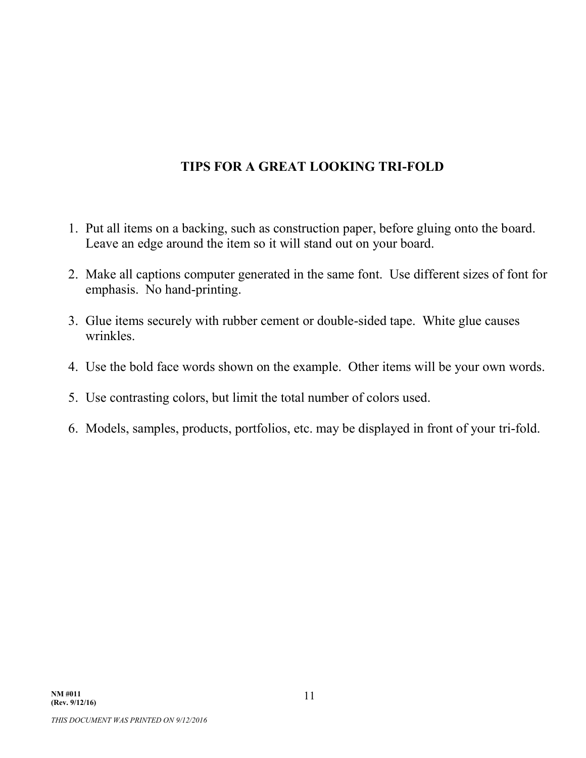## TIPS FOR A GREAT LOOKING TRI-FOLD

1. Put all items on a backing, such as construction paper, before gluing onto the board. Leave an edge around the item so it will stand out on your board.

2. Make all captions computer generated in the same font. Use different sizes of font for emphasis. No hand-printing.

3. Glue items securely with rubber cement or double-sided tape. White glue causes wrinkles.

4. Use the bold face words shown on the example. Other items will be your own words.

5. Use contrasting colors, but limit the total number of colors used.

6. Models, samples, products, portfolios, etc. may be displayed in front of your tri-fold.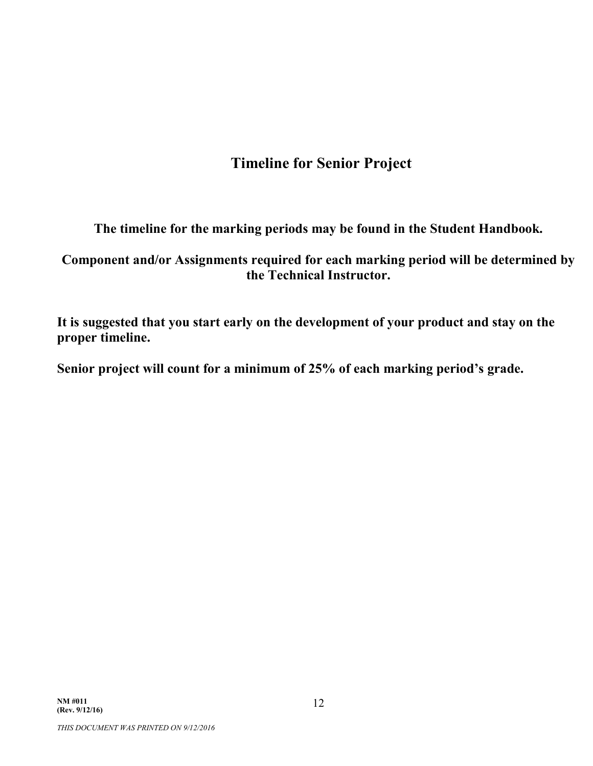# Timeline for Senior Project

**The timeline for the marking periods may be found in the Student Handbook.**

**Component and/or Assignments required for each marking period will be determined by the Technical Instructor.**

**It is suggested that you start early on the development of your product and stay on the proper timeline.**

**Senior project will count for a minimum of 25% of each marking period's grade.**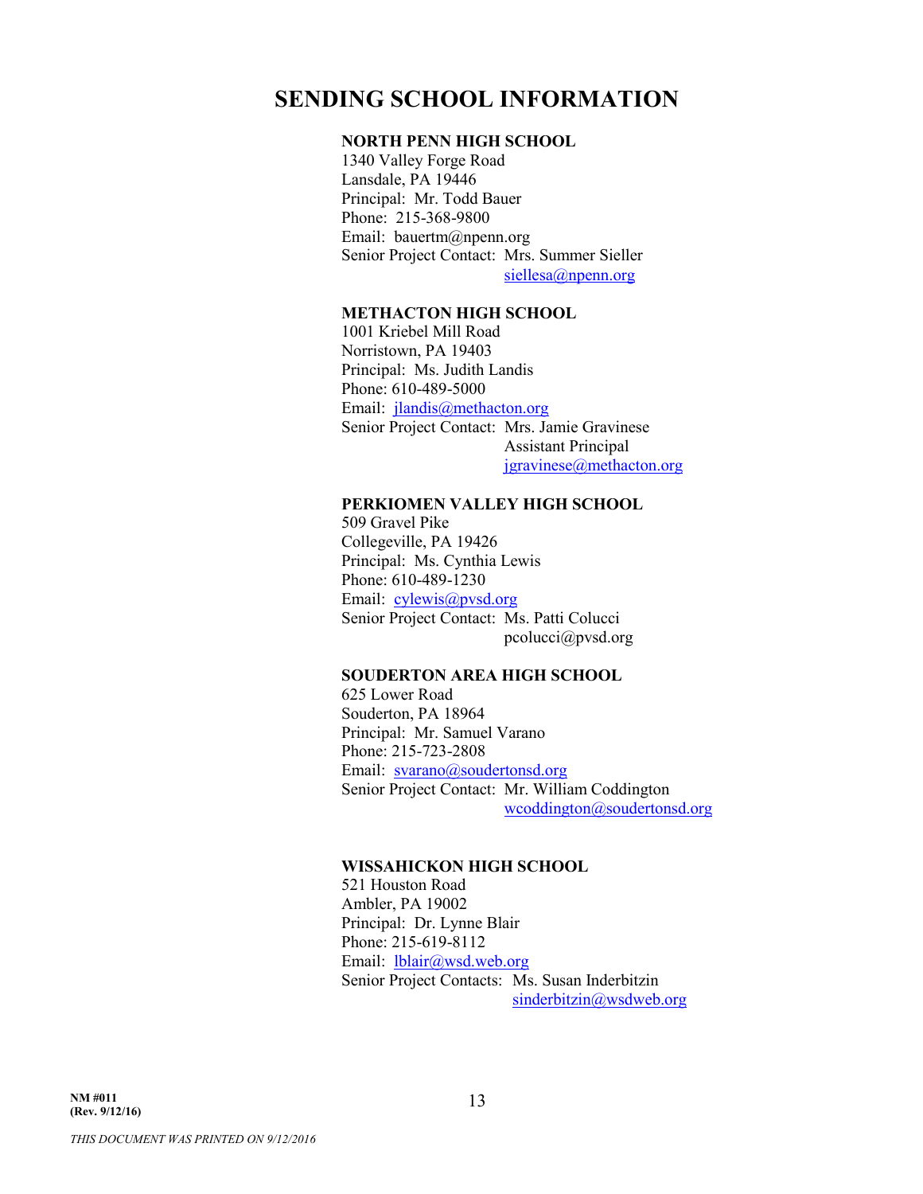# SENDING SCHOOL INFORMATION

**NORTH PENN HIGH SCHOOL**
1340 Valley Forge Road
Lansdale, PA 19446
Principal: Mr. Todd Bauer
Phone: 215-368-9800
Email: bauertm@npenn.org
Senior Project Contact: Mrs. Summer Sieller
siellesa@npenn.org

**METHACTON HIGH SCHOOL**
1001 Kriebel Mill Road
Norristown, PA 19403
Principal: Ms. Judith Landis
Phone: 610-489-5000
Email: jlandis@methacton.org
Senior Project Contact: Mrs. Jamie Gravinese
Assistant Principal
jgravinese@methacton.org

**PERKIOMEN VALLEY HIGH SCHOOL**
509 Gravel Pike
Collegeville, PA 19426
Principal: Ms. Cynthia Lewis
Phone: 610-489-1230
Email: cylewis@pvsd.org
Senior Project Contact: Ms. Patti Colucci
pcolucci@pvsd.org

**SOUDERTON AREA HIGH SCHOOL**
625 Lower Road
Souderton, PA 18964
Principal: Mr. Samuel Varano
Phone: 215-723-2808
Email: svarano@soudertonsd.org
Senior Project Contact: Mr. William Coddington
wcoddington@soudertonsd.org

**WISSAHICKON HIGH SCHOOL**
521 Houston Road
Ambler, PA 19002
Principal: Dr. Lynne Blair
Phone: 215-619-8112
Email: lblair@wsd.web.org
Senior Project Contacts: Ms. Susan Inderbitzin
sinderbitzin@wsdweb.org

**NM #011**
**(Rev. 9/12/16)**

*THIS DOCUMENT WAS PRINTED ON 9/12/2016*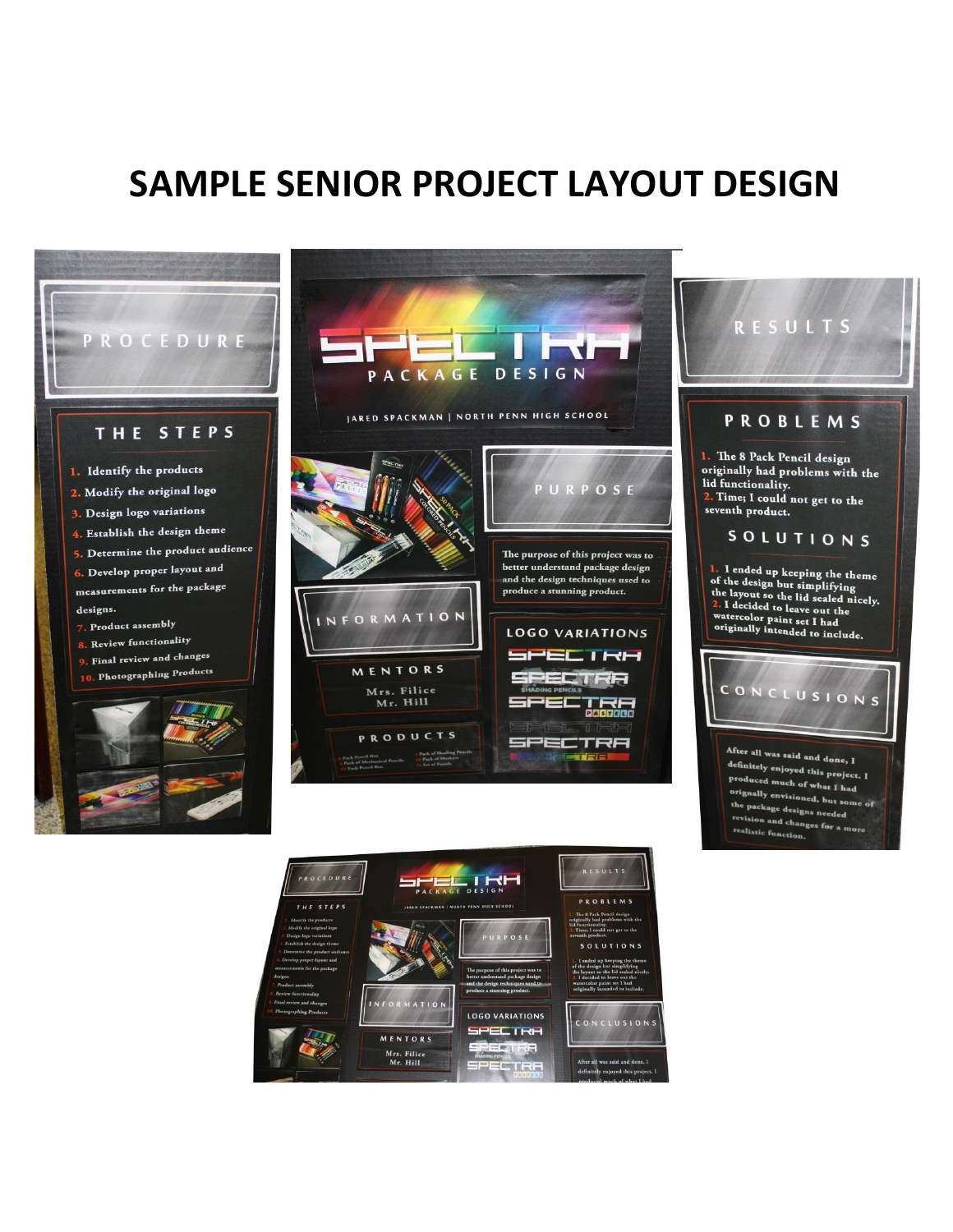# SAMPLE SENIOR PROJECT LAYOUT DESIGN